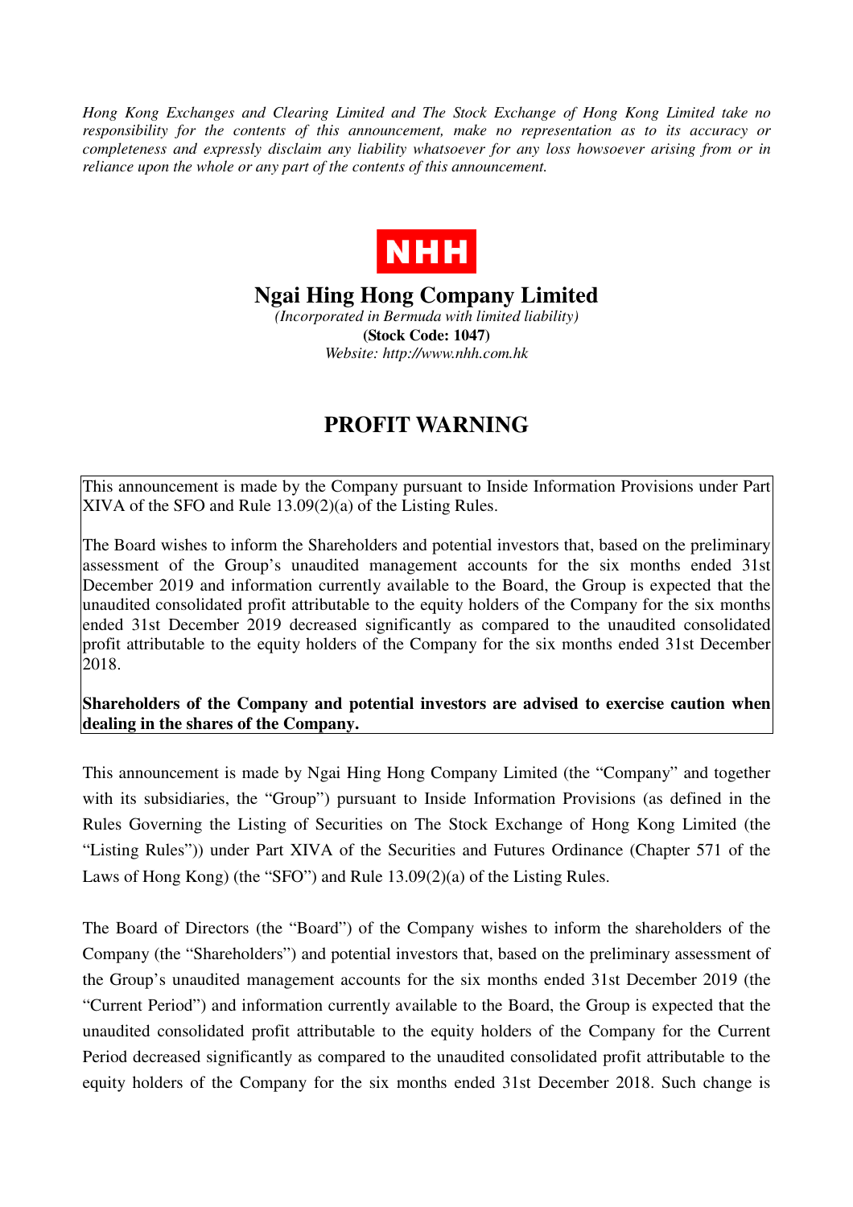*Hong Kong Exchanges and Clearing Limited and The Stock Exchange of Hong Kong Limited take no responsibility for the contents of this announcement, make no representation as to its accuracy or completeness and expressly disclaim any liability whatsoever for any loss howsoever arising from or in reliance upon the whole or any part of the contents of this announcement.*

NHH

# Ngai Hing Hong Company Limited

*(Incorporated in Bermuda with limited liability)*

**(Stock Code: 1047)**

*Website: http://www.nhh.com.hk*

# PROFIT WARNING

This announcement is made by the Company pursuant to Inside Information Provisions under Part XIVA of the SFO and Rule 13.09(2)(a) of the Listing Rules.

The Board wishes to inform the Shareholders and potential investors that, based on the preliminary assessment of the Group's unaudited management accounts for the six months ended 31st December 2019 and information currently available to the Board, the Group is expected that the unaudited consolidated profit attributable to the equity holders of the Company for the six months ended 31st December 2019 decreased significantly as compared to the unaudited consolidated profit attributable to the equity holders of the Company for the six months ended 31st December 2018.

**Shareholders of the Company and potential investors are advised to exercise caution when dealing in the shares of the Company.**

This announcement is made by Ngai Hing Hong Company Limited (the "Company" and together with its subsidiaries, the "Group") pursuant to Inside Information Provisions (as defined in the Rules Governing the Listing of Securities on The Stock Exchange of Hong Kong Limited (the "Listing Rules")) under Part XIVA of the Securities and Futures Ordinance (Chapter 571 of the Laws of Hong Kong) (the "SFO") and Rule 13.09(2)(a) of the Listing Rules.

The Board of Directors (the "Board") of the Company wishes to inform the shareholders of the Company (the "Shareholders") and potential investors that, based on the preliminary assessment of the Group's unaudited management accounts for the six months ended 31st December 2019 (the "Current Period") and information currently available to the Board, the Group is expected that the unaudited consolidated profit attributable to the equity holders of the Company for the Current Period decreased significantly as compared to the unaudited consolidated profit attributable to the equity holders of the Company for the six months ended 31st December 2018. Such change is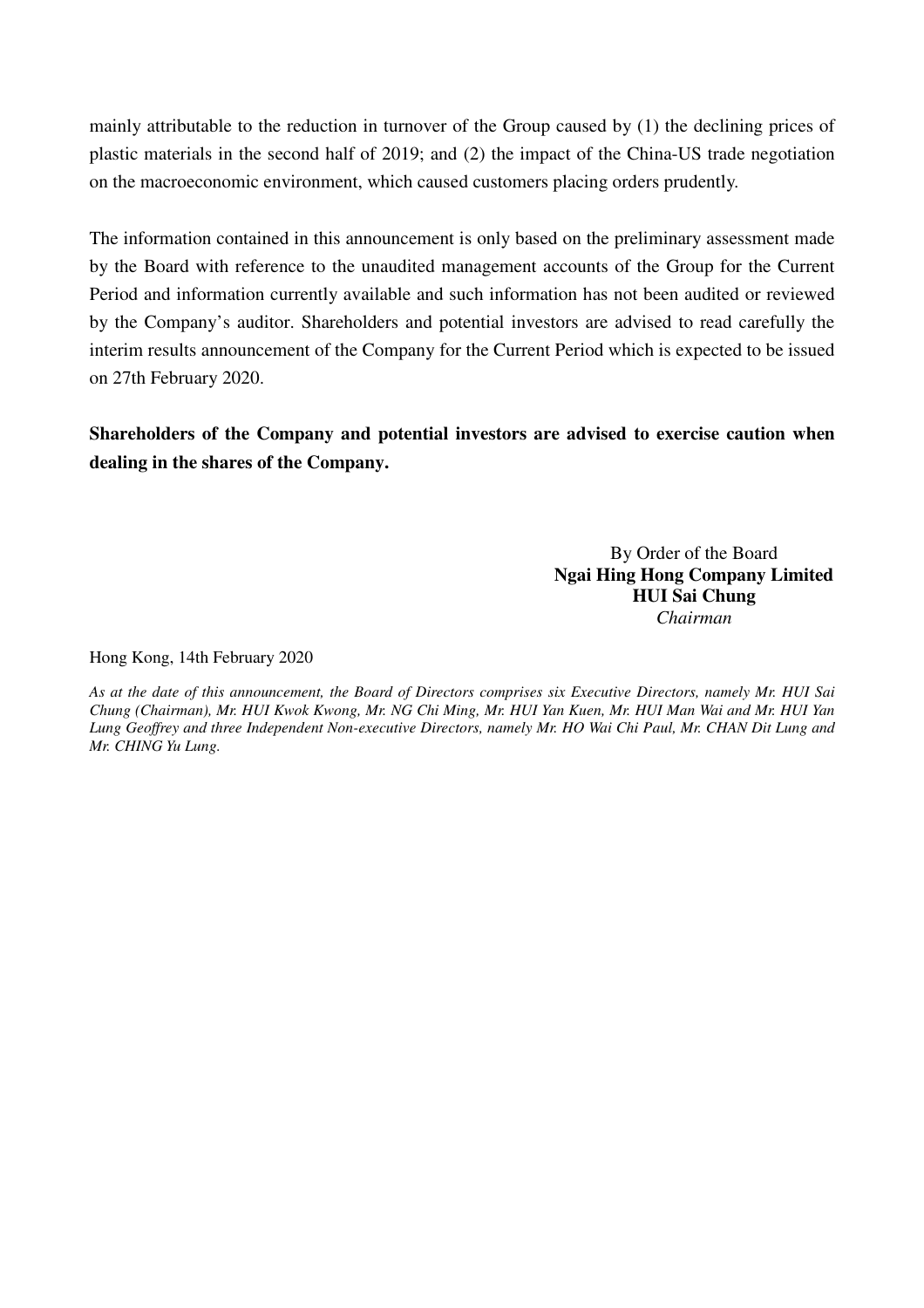mainly attributable to the reduction in turnover of the Group caused by (1) the declining prices of plastic materials in the second half of 2019; and (2) the impact of the China-US trade negotiation on the macroeconomic environment, which caused customers placing orders prudently.

The information contained in this announcement is only based on the preliminary assessment made by the Board with reference to the unaudited management accounts of the Group for the Current Period and information currently available and such information has not been audited or reviewed by the Company's auditor. Shareholders and potential investors are advised to read carefully the interim results announcement of the Company for the Current Period which is expected to be issued on 27th February 2020.

**Shareholders of the Company and potential investors are advised to exercise caution when dealing in the shares of the Company.**

By Order of the Board
**Ngai Hing Hong Company Limited**
**HUI Sai Chung**
*Chairman*

Hong Kong, 14th February 2020

*As at the date of this announcement, the Board of Directors comprises six Executive Directors, namely Mr. HUI Sai Chung (Chairman), Mr. HUI Kwok Kwong, Mr. NG Chi Ming, Mr. HUI Yan Kuen, Mr. HUI Man Wai and Mr. HUI Yan Lung Geoffrey and three Independent Non-executive Directors, namely Mr. HO Wai Chi Paul, Mr. CHAN Dit Lung and Mr. CHING Yu Lung.*